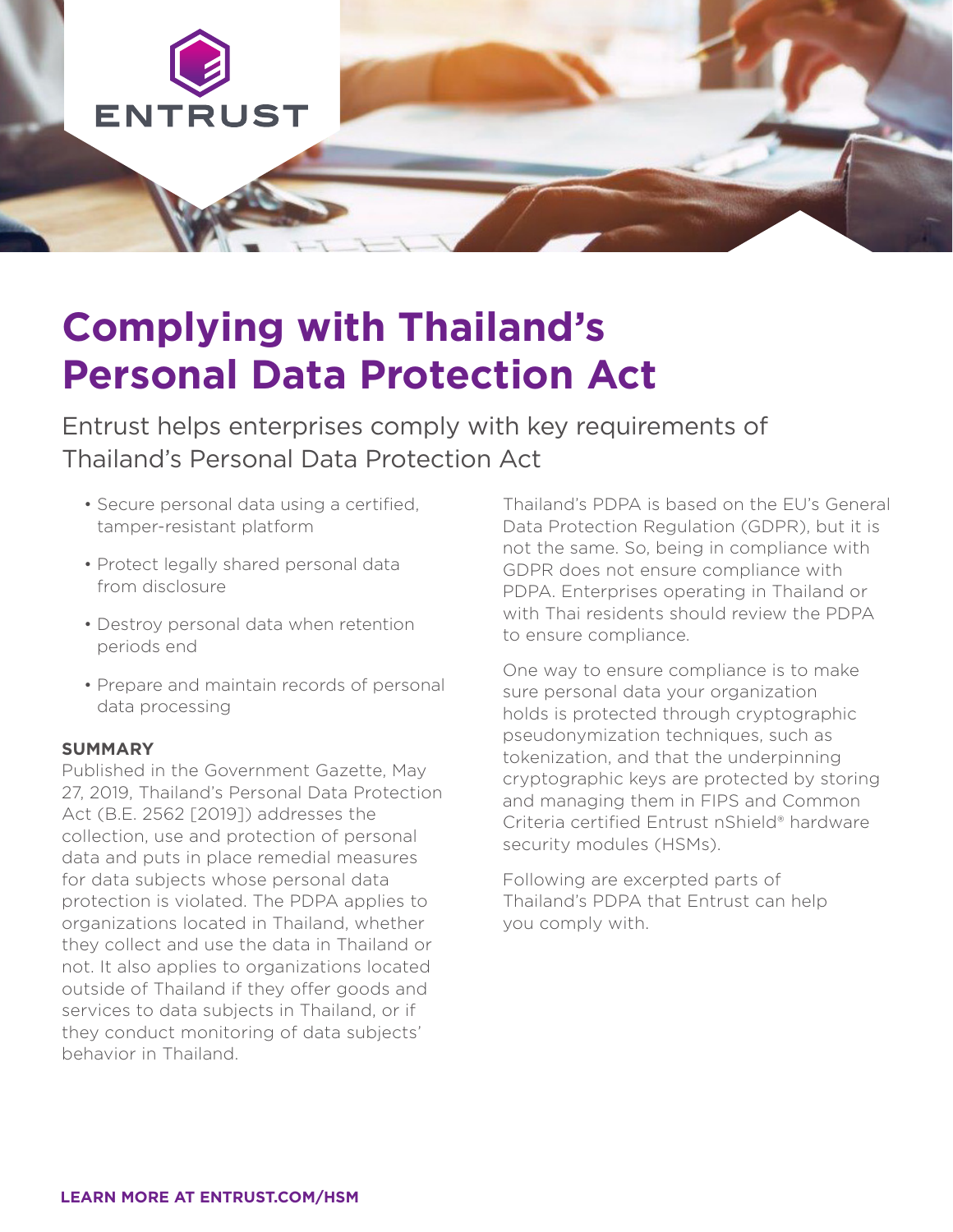# Complying with Thailand's Personal Data Protection Act

Entrust helps enterprises comply with key requirements of Thailand's Personal Data Protection Act

- Secure personal data using a certified, tamper-resistant platform
- Protect legally shared personal data from disclosure
- Destroy personal data when retention periods end
- Prepare and maintain records of personal data processing

**SUMMARY**

Published in the Government Gazette, May 27, 2019, Thailand's Personal Data Protection Act (B.E. 2562 [2019]) addresses the collection, use and protection of personal data and puts in place remedial measures for data subjects whose personal data protection is violated. The PDPA applies to organizations located in Thailand, whether they collect and use the data in Thailand or not. It also applies to organizations located outside of Thailand if they offer goods and services to data subjects in Thailand, or if they conduct monitoring of data subjects' behavior in Thailand.

Thailand's PDPA is based on the EU's General Data Protection Regulation (GDPR), but it is not the same. So, being in compliance with GDPR does not ensure compliance with PDPA. Enterprises operating in Thailand or with Thai residents should review the PDPA to ensure compliance.

One way to ensure compliance is to make sure personal data your organization holds is protected through cryptographic pseudonymization techniques, such as tokenization, and that the underpinning cryptographic keys are protected by storing and managing them in FIPS and Common Criteria certified Entrust nShield® hardware security modules (HSMs).

Following are excerpted parts of Thailand's PDPA that Entrust can help you comply with.

**LEARN MORE AT ENTRUST.COM/HSM**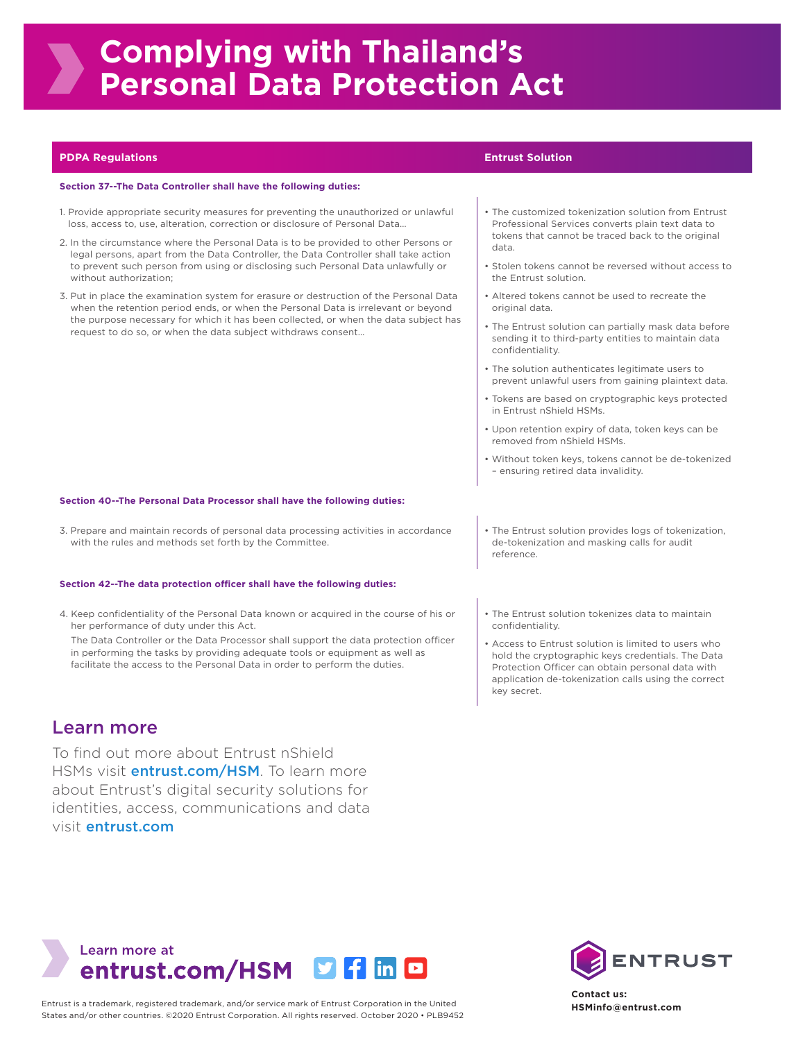# Complying with Thailand's Personal Data Protection Act

| PDPA Regulations | Entrust Solution |
|---|---|
| **Section 37--The Data Controller shall have the following duties:** | |
| 1. Provide appropriate security measures for preventing the unauthorized or unlawful loss, access to, use, alteration, correction or disclosure of Personal Data…<br>2. In the circumstance where the Personal Data is to be provided to other Persons or legal persons, apart from the Data Controller, the Data Controller shall take action to prevent such person from using or disclosing such Personal Data unlawfully or without authorization;<br>3. Put in place the examination system for erasure or destruction of the Personal Data when the retention period ends, or when the Personal Data is irrelevant or beyond the purpose necessary for which it has been collected, or when the data subject has request to do so, or when the data subject withdraws consent… | • The customized tokenization solution from Entrust Professional Services converts plain text data to tokens that cannot be traced back to the original data.<br>• Stolen tokens cannot be reversed without access to the Entrust solution.<br>• Altered tokens cannot be used to recreate the original data.<br>• The Entrust solution can partially mask data before sending it to third-party entities to maintain data confidentiality.<br>• The solution authenticates legitimate users to prevent unlawful users from gaining plaintext data.<br>• Tokens are based on cryptographic keys protected in Entrust nShield HSMs.<br>• Upon retention expiry of data, token keys can be removed from nShield HSMs.<br>• Without token keys, tokens cannot be de-tokenized – ensuring retired data invalidity. |
| **Section 40--The Personal Data Processor shall have the following duties:** | |
| 3. Prepare and maintain records of personal data processing activities in accordance with the rules and methods set forth by the Committee. | • The Entrust solution provides logs of tokenization, de-tokenization and masking calls for audit reference. |
| **Section 42--The data protection officer shall have the following duties:** | |
| 4. Keep confidentiality of the Personal Data known or acquired in the course of his or her performance of duty under this Act.<br>The Data Controller or the Data Processor shall support the data protection officer in performing the tasks by providing adequate tools or equipment as well as facilitate the access to the Personal Data in order to perform the duties. | • The Entrust solution tokenizes data to maintain confidentiality.<br>• Access to Entrust solution is limited to users who hold the cryptographic keys credentials. The Data Protection Officer can obtain personal data with application de-tokenization calls using the correct key secret. |

## Learn more

To find out more about Entrust nShield HSMs visit entrust.com/HSM. To learn more about Entrust's digital security solutions for identities, access, communications and data visit entrust.com

Learn more at
**entrust.com/HSM**

ENTRUST

**Contact us:**
**HSMinfo@entrust.com**

Entrust is a trademark, registered trademark, and/or service mark of Entrust Corporation in the United States and/or other countries. ©2020 Entrust Corporation. All rights reserved. October 2020 • PLB9452